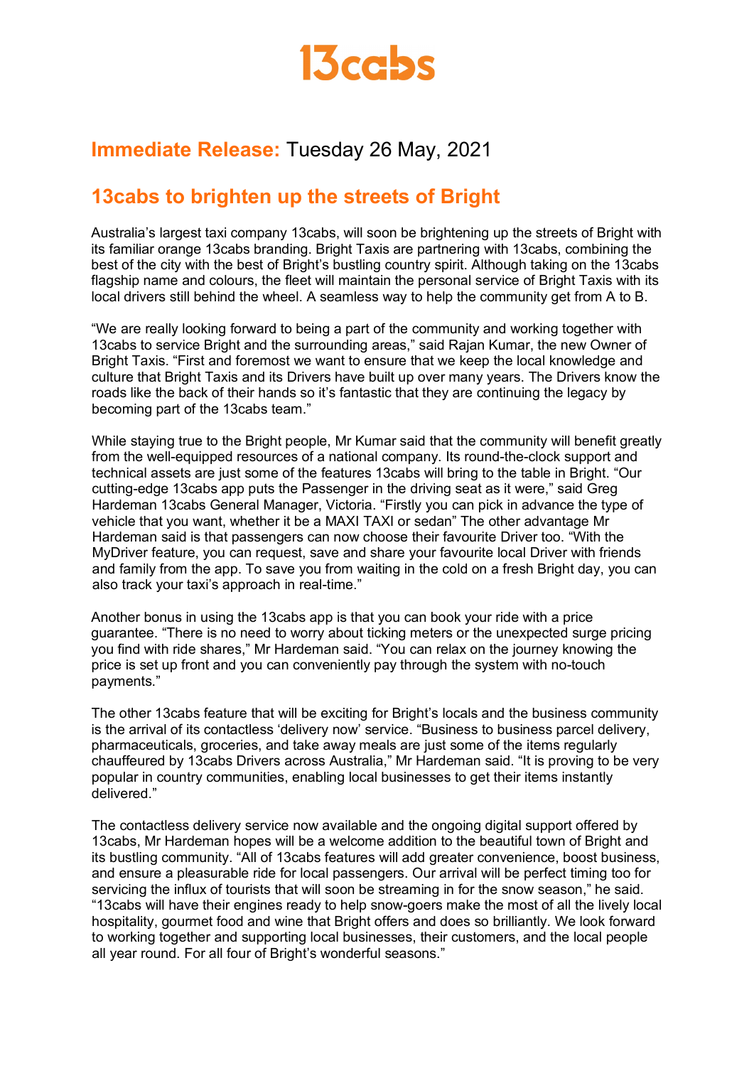# 13cabs

## **Immediate Release:** Tuesday 26 May, 2021

## 13cabs to brighten up the streets of Bright

Australia's largest taxi company 13cabs, will soon be brightening up the streets of Bright with its familiar orange 13cabs branding. Bright Taxis are partnering with 13cabs, combining the best of the city with the best of Bright's bustling country spirit. Although taking on the 13cabs flagship name and colours, the fleet will maintain the personal service of Bright Taxis with its local drivers still behind the wheel. A seamless way to help the community get from A to B.

"We are really looking forward to being a part of the community and working together with 13cabs to service Bright and the surrounding areas," said Rajan Kumar, the new Owner of Bright Taxis. "First and foremost we want to ensure that we keep the local knowledge and culture that Bright Taxis and its Drivers have built up over many years. The Drivers know the roads like the back of their hands so it's fantastic that they are continuing the legacy by becoming part of the 13cabs team."

While staying true to the Bright people, Mr Kumar said that the community will benefit greatly from the well-equipped resources of a national company. Its round-the-clock support and technical assets are just some of the features 13cabs will bring to the table in Bright. "Our cutting-edge 13cabs app puts the Passenger in the driving seat as it were," said Greg Hardeman 13cabs General Manager, Victoria. "Firstly you can pick in advance the type of vehicle that you want, whether it be a MAXI TAXI or sedan" The other advantage Mr Hardeman said is that passengers can now choose their favourite Driver too. "With the MyDriver feature, you can request, save and share your favourite local Driver with friends and family from the app. To save you from waiting in the cold on a fresh Bright day, you can also track your taxi's approach in real-time."

Another bonus in using the 13cabs app is that you can book your ride with a price guarantee. "There is no need to worry about ticking meters or the unexpected surge pricing you find with ride shares," Mr Hardeman said. "You can relax on the journey knowing the price is set up front and you can conveniently pay through the system with no-touch payments."

The other 13cabs feature that will be exciting for Bright's locals and the business community is the arrival of its contactless 'delivery now' service. "Business to business parcel delivery, pharmaceuticals, groceries, and take away meals are just some of the items regularly chauffeured by 13cabs Drivers across Australia," Mr Hardeman said. "It is proving to be very popular in country communities, enabling local businesses to get their items instantly delivered."

The contactless delivery service now available and the ongoing digital support offered by 13cabs, Mr Hardeman hopes will be a welcome addition to the beautiful town of Bright and its bustling community. "All of 13cabs features will add greater convenience, boost business, and ensure a pleasurable ride for local passengers. Our arrival will be perfect timing too for servicing the influx of tourists that will soon be streaming in for the snow season," he said. "13cabs will have their engines ready to help snow-goers make the most of all the lively local hospitality, gourmet food and wine that Bright offers and does so brilliantly. We look forward to working together and supporting local businesses, their customers, and the local people all year round. For all four of Bright's wonderful seasons."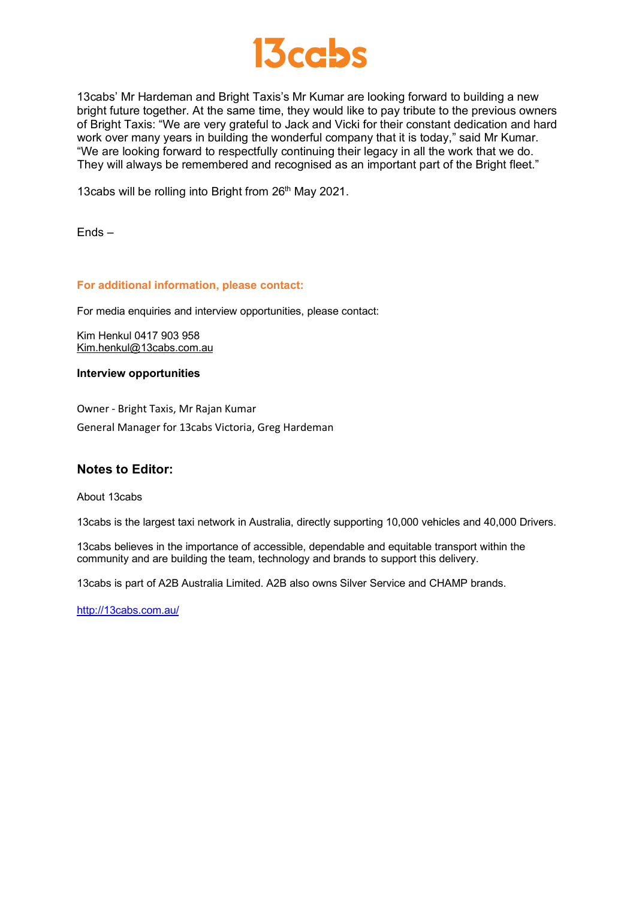13cabs' Mr Hardeman and Bright Taxis's Mr Kumar are looking forward to building a new bright future together. At the same time, they would like to pay tribute to the previous owners of Bright Taxis: "We are very grateful to Jack and Vicki for their constant dedication and hard work over many years in building the wonderful company that it is today," said Mr Kumar. "We are looking forward to respectfully continuing their legacy in all the work that we do. They will always be remembered and recognised as an important part of the Bright fleet."

13cabs will be rolling into Bright from 26th May 2021.

Ends –

**For additional information, please contact:**

For media enquiries and interview opportunities, please contact:

Kim Henkul 0417 903 958
Kim.henkul@13cabs.com.au

**Interview opportunities**

Owner - Bright Taxis, Mr Rajan Kumar

General Manager for 13cabs Victoria, Greg Hardeman

## Notes to Editor:

About 13cabs

13cabs is the largest taxi network in Australia, directly supporting 10,000 vehicles and 40,000 Drivers.

13cabs believes in the importance of accessible, dependable and equitable transport within the community and are building the team, technology and brands to support this delivery.

13cabs is part of A2B Australia Limited. A2B also owns Silver Service and CHAMP brands.

http://13cabs.com.au/